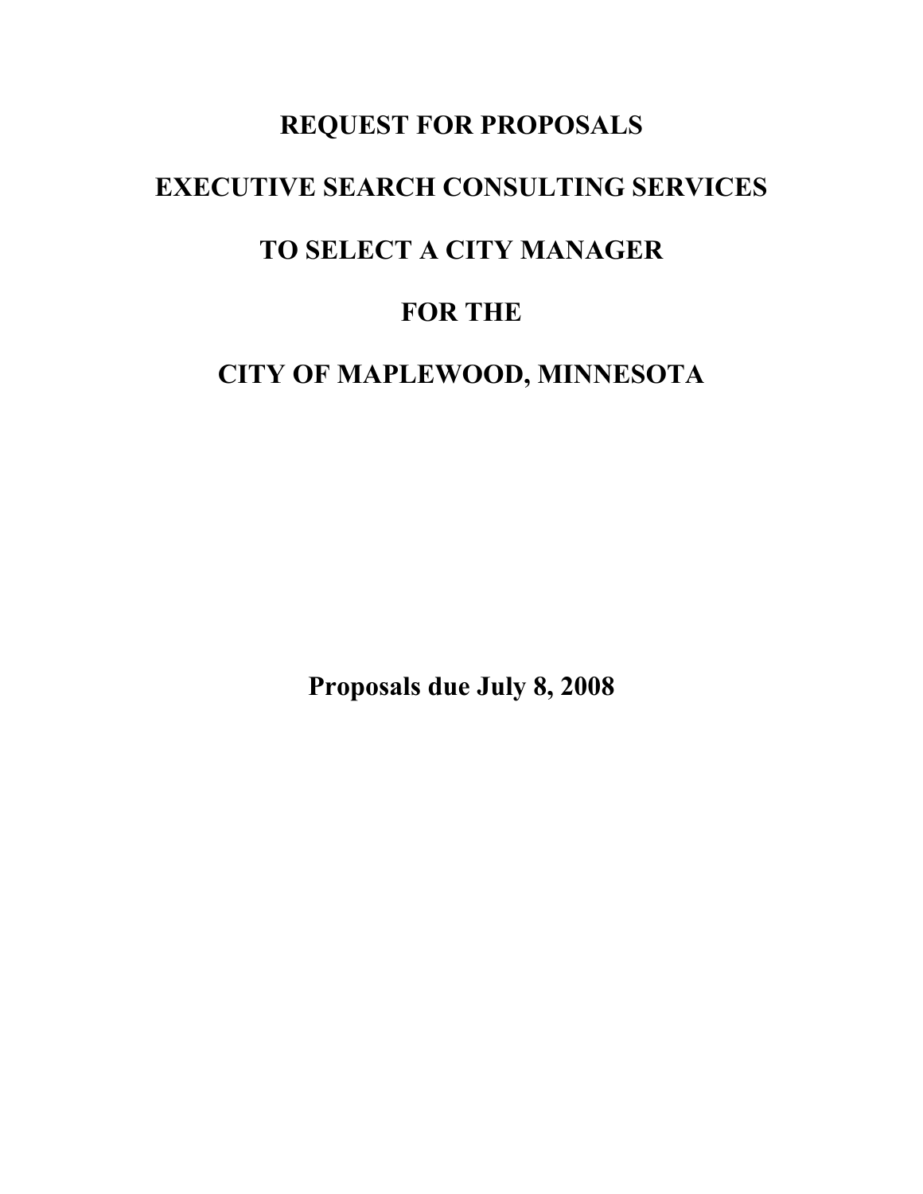# REQUEST FOR PROPOSALS

# EXECUTIVE SEARCH CONSULTING SERVICES

# TO SELECT A CITY MANAGER

# FOR THE

# CITY OF MAPLEWOOD, MINNESOTA

**Proposals due July 8, 2008**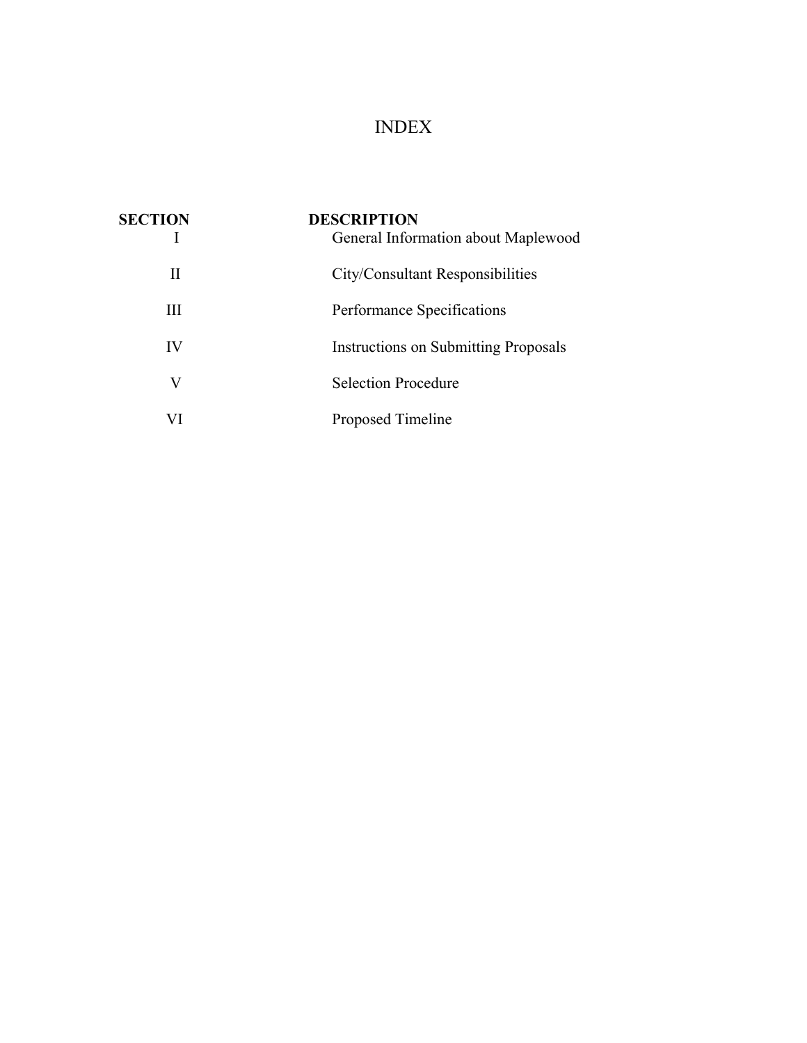# INDEX

| SECTION | DESCRIPTION |
|---|---|
| I | General Information about Maplewood |
| II | City/Consultant Responsibilities |
| III | Performance Specifications |
| IV | Instructions on Submitting Proposals |
| V | Selection Procedure |
| VI | Proposed Timeline |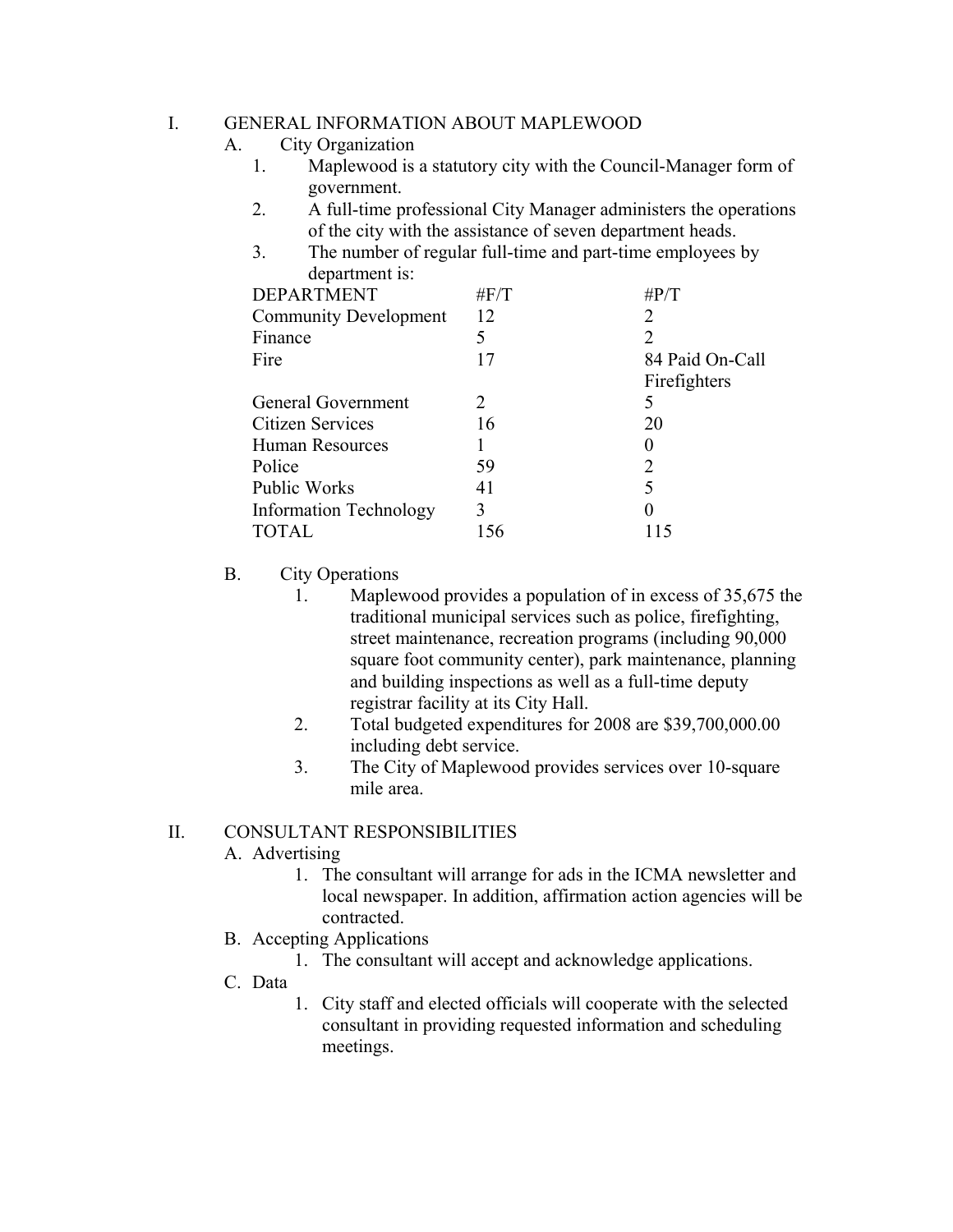I. GENERAL INFORMATION ABOUT MAPLEWOOD

A. City Organization

1. Maplewood is a statutory city with the Council-Manager form of government.
2. A full-time professional City Manager administers the operations of the city with the assistance of seven department heads.
3. The number of regular full-time and part-time employees by department is:

| DEPARTMENT | #F/T | #P/T |
|---|---|---|
| Community Development | 12 | 2 |
| Finance | 5 | 2 |
| Fire | 17 | 84 Paid On-Call Firefighters |
| General Government | 2 | 5 |
| Citizen Services | 16 | 20 |
| Human Resources | 1 | 0 |
| Police | 59 | 2 |
| Public Works | 41 | 5 |
| Information Technology | 3 | 0 |
| TOTAL | 156 | 115 |

B. City Operations

1. Maplewood provides a population of in excess of 35,675 the traditional municipal services such as police, firefighting, street maintenance, recreation programs (including 90,000 square foot community center), park maintenance, planning and building inspections as well as a full-time deputy registrar facility at its City Hall.
2. Total budgeted expenditures for 2008 are $39,700,000.00 including debt service.
3. The City of Maplewood provides services over 10-square mile area.

II. CONSULTANT RESPONSIBILITIES

A. Advertising

1. The consultant will arrange for ads in the ICMA newsletter and local newspaper. In addition, affirmation action agencies will be contracted.

B. Accepting Applications

1. The consultant will accept and acknowledge applications.

C. Data

1. City staff and elected officials will cooperate with the selected consultant in providing requested information and scheduling meetings.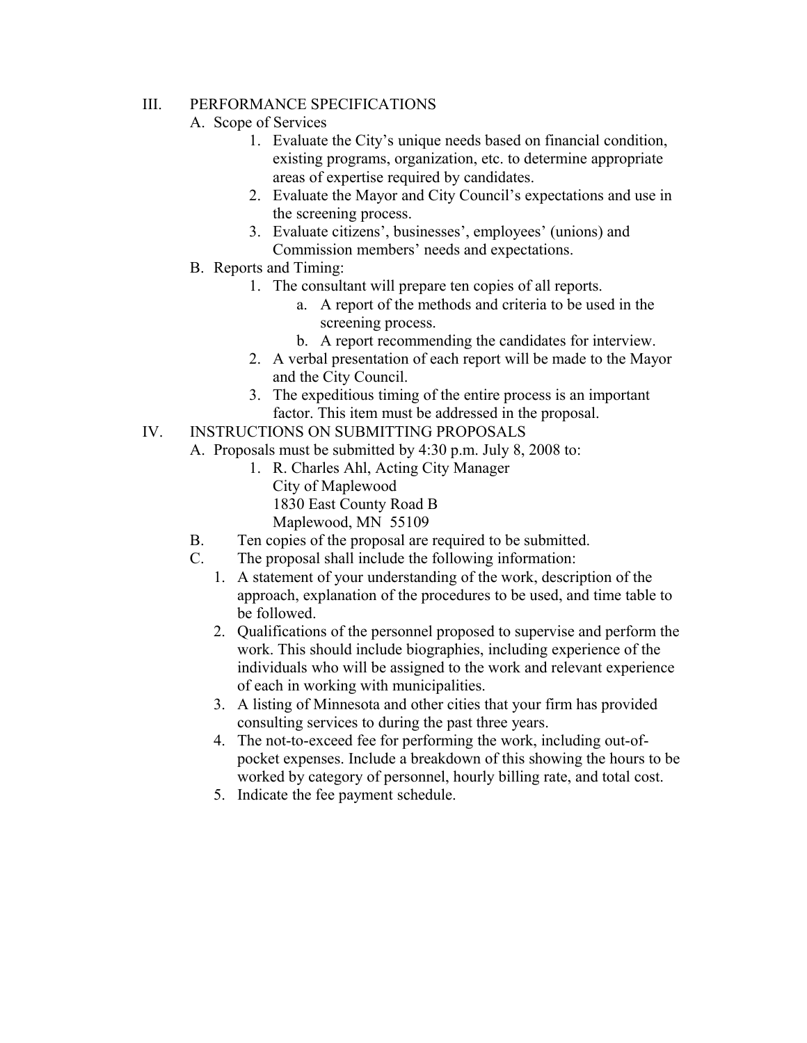## III. PERFORMANCE SPECIFICATIONS

A. Scope of Services

1. Evaluate the City's unique needs based on financial condition, existing programs, organization, etc. to determine appropriate areas of expertise required by candidates.
2. Evaluate the Mayor and City Council's expectations and use in the screening process.
3. Evaluate citizens', businesses', employees' (unions) and Commission members' needs and expectations.

B. Reports and Timing:

1. The consultant will prepare ten copies of all reports.
   a. A report of the methods and criteria to be used in the screening process.
   b. A report recommending the candidates for interview.
2. A verbal presentation of each report will be made to the Mayor and the City Council.
3. The expeditious timing of the entire process is an important factor. This item must be addressed in the proposal.

## IV. INSTRUCTIONS ON SUBMITTING PROPOSALS

A. Proposals must be submitted by 4:30 p.m. July 8, 2008 to:

1. R. Charles Ahl, Acting City Manager
   City of Maplewood
   1830 East County Road B
   Maplewood, MN 55109

B. Ten copies of the proposal are required to be submitted.

C. The proposal shall include the following information:

1. A statement of your understanding of the work, description of the approach, explanation of the procedures to be used, and time table to be followed.
2. Qualifications of the personnel proposed to supervise and perform the work. This should include biographies, including experience of the individuals who will be assigned to the work and relevant experience of each in working with municipalities.
3. A listing of Minnesota and other cities that your firm has provided consulting services to during the past three years.
4. The not-to-exceed fee for performing the work, including out-of-pocket expenses. Include a breakdown of this showing the hours to be worked by category of personnel, hourly billing rate, and total cost.
5. Indicate the fee payment schedule.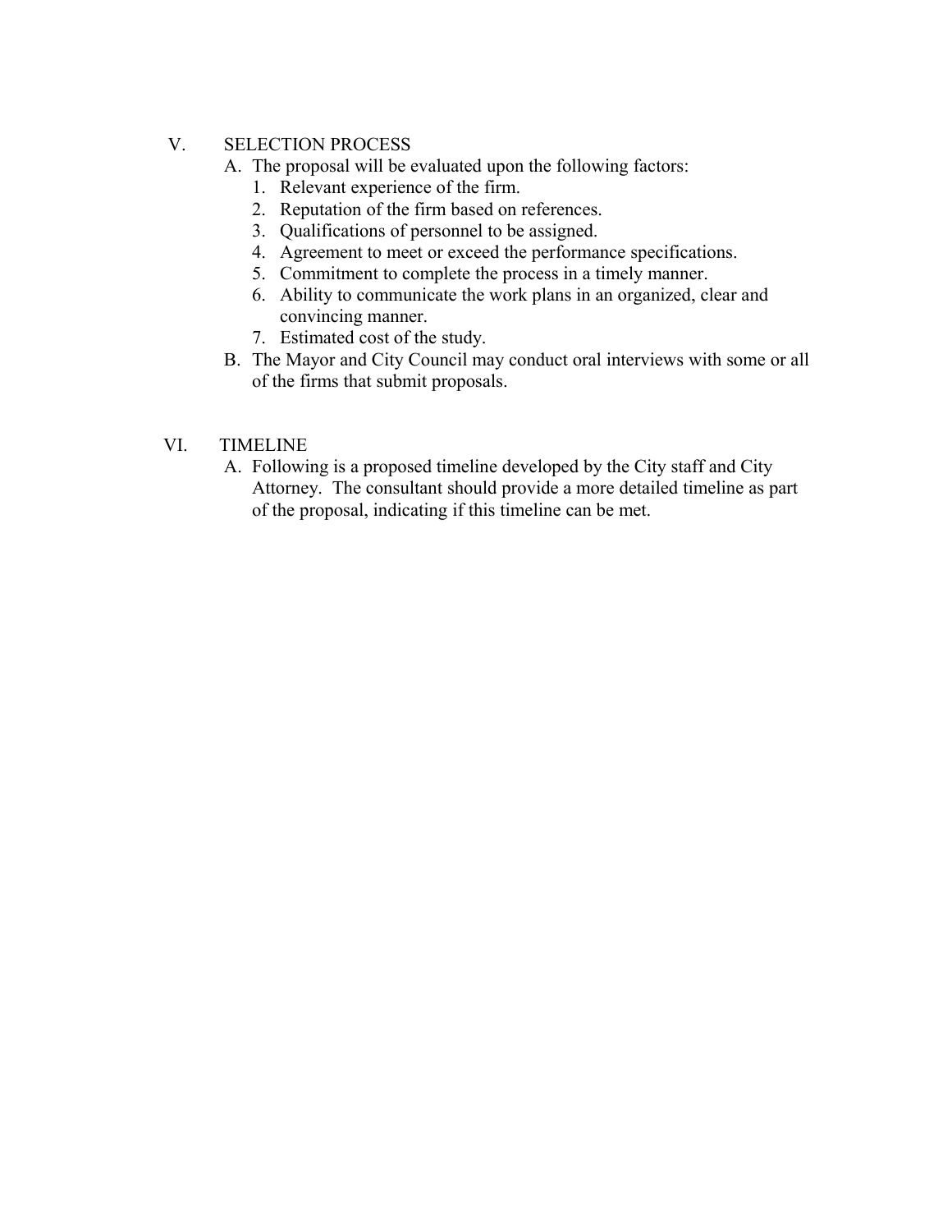## V. SELECTION PROCESS

A. The proposal will be evaluated upon the following factors:
   1. Relevant experience of the firm.
   2. Reputation of the firm based on references.
   3. Qualifications of personnel to be assigned.
   4. Agreement to meet or exceed the performance specifications.
   5. Commitment to complete the process in a timely manner.
   6. Ability to communicate the work plans in an organized, clear and convincing manner.
   7. Estimated cost of the study.

B. The Mayor and City Council may conduct oral interviews with some or all of the firms that submit proposals.

## VI. TIMELINE

A. Following is a proposed timeline developed by the City staff and City Attorney. The consultant should provide a more detailed timeline as part of the proposal, indicating if this timeline can be met.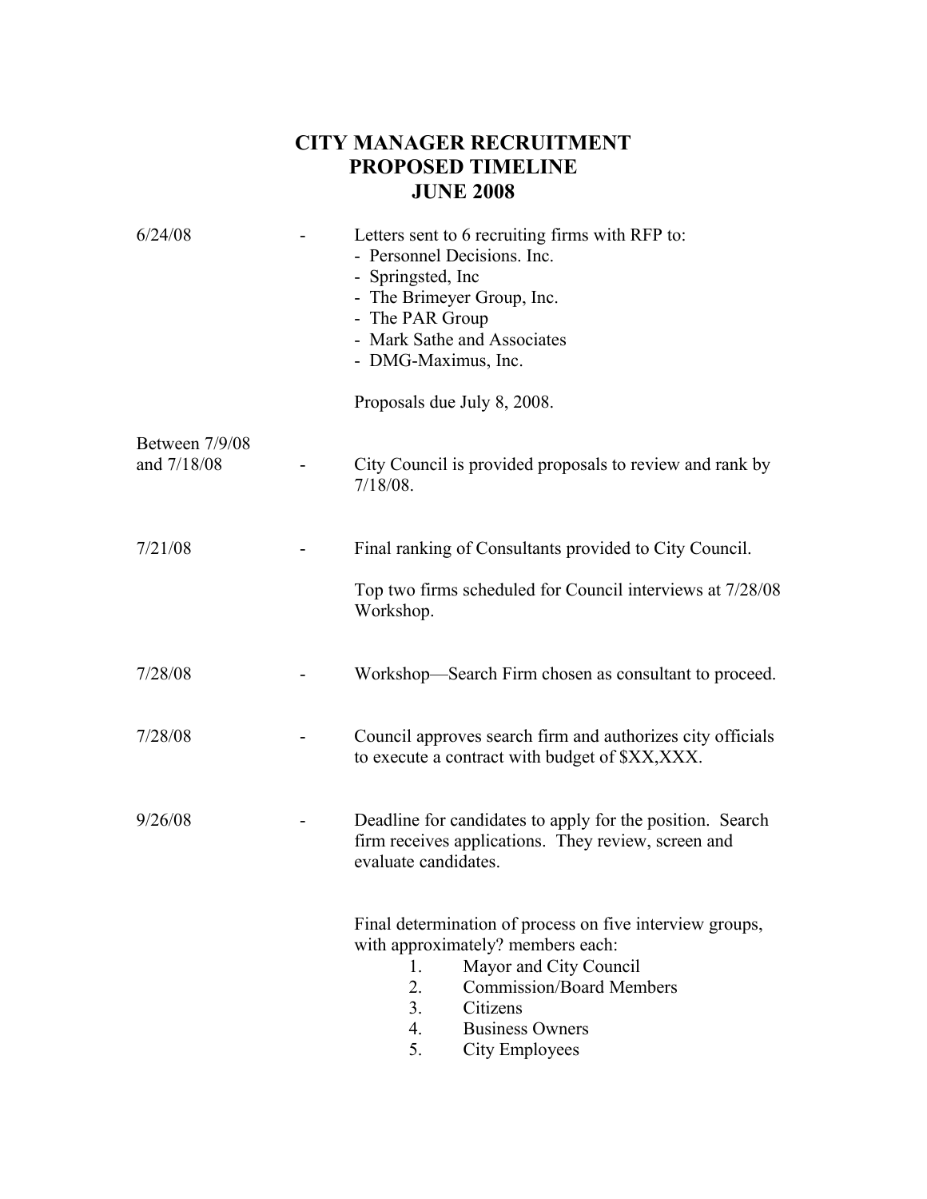# CITY MANAGER RECRUITMENT
# PROPOSED TIMELINE
# JUNE 2008

| | | |
|---|---|---|
| 6/24/08 | - | Letters sent to 6 recruiting firms with RFP to:<br>- Personnel Decisions. Inc.<br>- Springsted, Inc<br>- The Brimeyer Group, Inc.<br>- The PAR Group<br>- Mark Sathe and Associates<br>- DMG-Maximus, Inc.<br><br>Proposals due July 8, 2008. |
| Between 7/9/08 and 7/18/08 | - | City Council is provided proposals to review and rank by 7/18/08. |
| 7/21/08 | - | Final ranking of Consultants provided to City Council.<br><br>Top two firms scheduled for Council interviews at 7/28/08 Workshop. |
| 7/28/08 | - | Workshop—Search Firm chosen as consultant to proceed. |
| 7/28/08 | - | Council approves search firm and authorizes city officials to execute a contract with budget of $XX,XXX. |
| 9/26/08 | - | Deadline for candidates to apply for the position. Search firm receives applications. They review, screen and evaluate candidates. |

Final determination of process on five interview groups, with approximately? members each:

1. Mayor and City Council
2. Commission/Board Members
3. Citizens
4. Business Owners
5. City Employees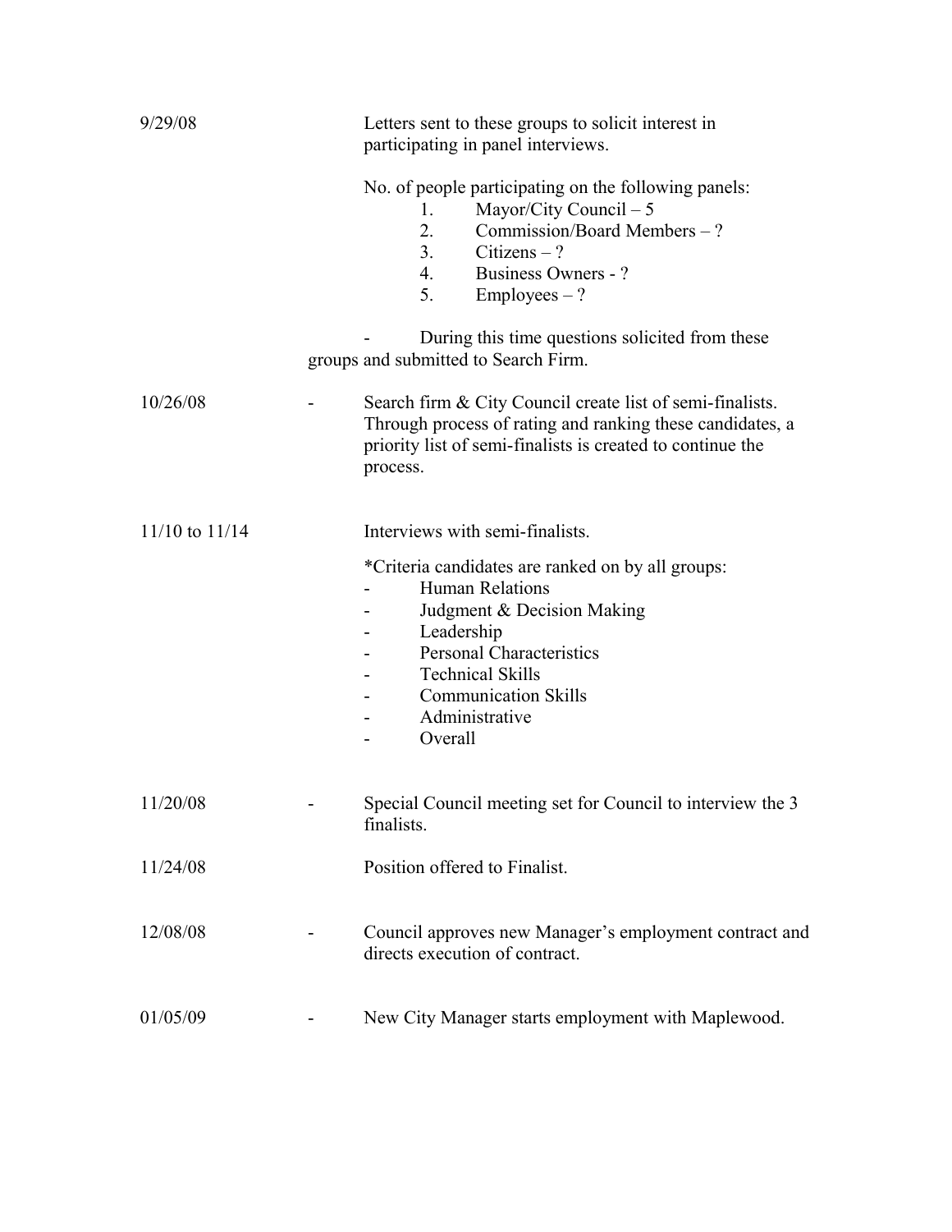9/29/08 — Letters sent to these groups to solicit interest in participating in panel interviews.

No. of people participating on the following panels:

1. Mayor/City Council – 5
2. Commission/Board Members – ?
3. Citizens – ?
4. Business Owners - ?
5. Employees – ?

- During this time questions solicited from these groups and submitted to Search Firm.

10/26/08 - Search firm & City Council create list of semi-finalists. Through process of rating and ranking these candidates, a priority list of semi-finalists is created to continue the process.

11/10 to 11/14 — Interviews with semi-finalists.

*Criteria candidates are ranked on by all groups:

- Human Relations
- Judgment & Decision Making
- Leadership
- Personal Characteristics
- Technical Skills
- Communication Skills
- Administrative
- Overall

11/20/08 - Special Council meeting set for Council to interview the 3 finalists.

11/24/08 — Position offered to Finalist.

12/08/08 - Council approves new Manager's employment contract and directs execution of contract.

01/05/09 - New City Manager starts employment with Maplewood.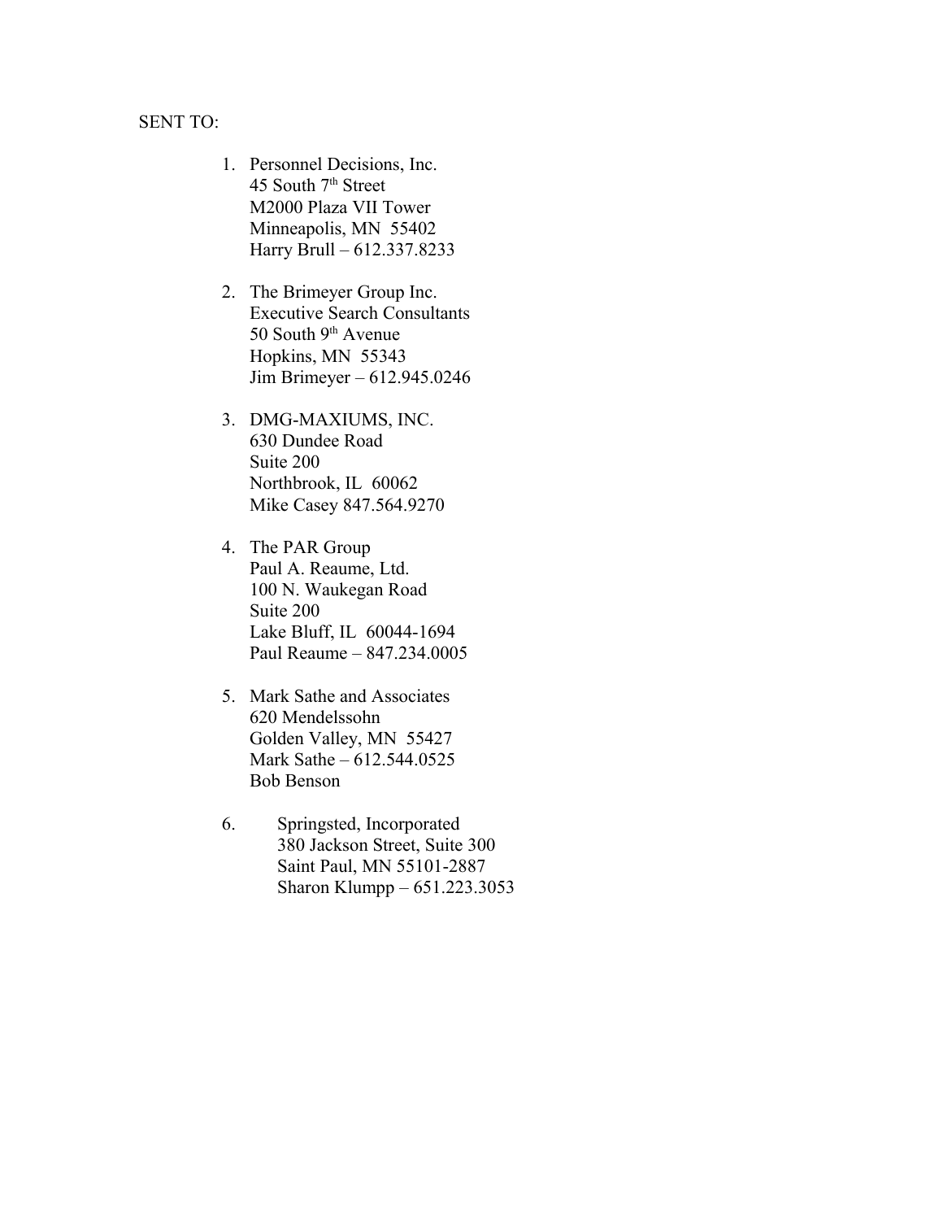SENT TO:

1. Personnel Decisions, Inc.
   45 South 7th Street
   M2000 Plaza VII Tower
   Minneapolis, MN 55402
   Harry Brull – 612.337.8233

2. The Brimeyer Group Inc.
   Executive Search Consultants
   50 South 9th Avenue
   Hopkins, MN 55343
   Jim Brimeyer – 612.945.0246

3. DMG-MAXIUMS, INC.
   630 Dundee Road
   Suite 200
   Northbrook, IL 60062
   Mike Casey 847.564.9270

4. The PAR Group
   Paul A. Reaume, Ltd.
   100 N. Waukegan Road
   Suite 200
   Lake Bluff, IL 60044-1694
   Paul Reaume – 847.234.0005

5. Mark Sathe and Associates
   620 Mendelssohn
   Golden Valley, MN 55427
   Mark Sathe – 612.544.0525
   Bob Benson

6. Springsted, Incorporated
   380 Jackson Street, Suite 300
   Saint Paul, MN 55101-2887
   Sharon Klumpp – 651.223.3053